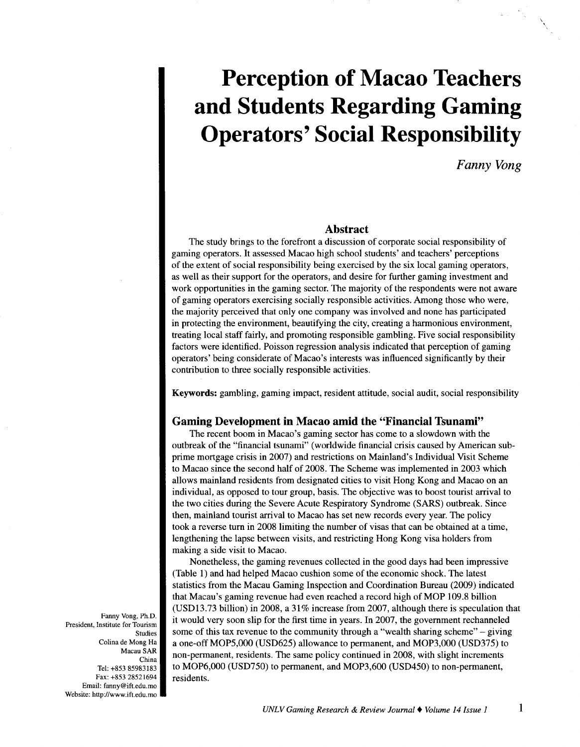# Perception of Macao Teachers and Students Regarding Gaming Operators' Social Responsibility

*Fanny Vong*

## Abstract

The study brings to the forefront a discussion of corporate social responsibility of gaming operators. It assessed Macao high school students' and teachers' perceptions of the extent of social responsibility being exercised by the six local gaming operators, as well as their support for the operators, and desire for further gaming investment and work opportunities in the gaming sector. The majority of the respondents were not aware of gaming operators exercising socially responsible activities. Among those who were, the majority perceived that only one company was involved and none has participated in protecting the environment, beautifying the city, creating a harmonious environment, treating local staff fairly, and promoting responsible gambling. Five social responsibility factors were identified. Poisson regression analysis indicated that perception of gaming operators' being considerate of Macao's interests was influenced significantly by their contribution to three socially responsible activities.

**Keywords:** gambling, gaming impact, resident attitude, social audit, social responsibility

## Gaming Development in Macao amid the "Financial Tsunami"

The recent boom in Macao's gaming sector has come to a slowdown with the outbreak of the "financial tsunami" (worldwide financial crisis caused by American sub-prime mortgage crisis in 2007) and restrictions on Mainland's Individual Visit Scheme to Macao since the second half of 2008. The Scheme was implemented in 2003 which allows mainland residents from designated cities to visit Hong Kong and Macao on an individual, as opposed to tour group, basis. The objective was to boost tourist arrival to the two cities during the Severe Acute Respiratory Syndrome (SARS) outbreak. Since then, mainland tourist arrival to Macao has set new records every year. The policy took a reverse turn in 2008 limiting the number of visas that can be obtained at a time, lengthening the lapse between visits, and restricting Hong Kong visa holders from making a side visit to Macao.

Nonetheless, the gaming revenues collected in the good days had been impressive (Table 1) and had helped Macao cushion some of the economic shock. The latest statistics from the Macau Gaming Inspection and Coordination Bureau (2009) indicated that Macau's gaming revenue had even reached a record high of MOP 109.8 billion (USD13.73 billion) in 2008, a 31% increase from 2007, although there is speculation that it would very soon slip for the first time in years. In 2007, the government rechanneled some of this tax revenue to the community through a "wealth sharing scheme" – giving a one-off MOP5,000 (USD625) allowance to permanent, and MOP3,000 (USD375) to non-permanent, residents. The same policy continued in 2008, with slight increments to MOP6,000 (USD750) to permanent, and MOP3,600 (USD450) to non-permanent, residents.

Fanny Vong, Ph.D.
President, Institute for Tourism Studies
Colina de Mong Ha
Macau SAR
China
Tel: +853 85983183
Fax: +853 28521694
Email: fanny@ift.edu.mo
Website: http://www.ift.edu.mo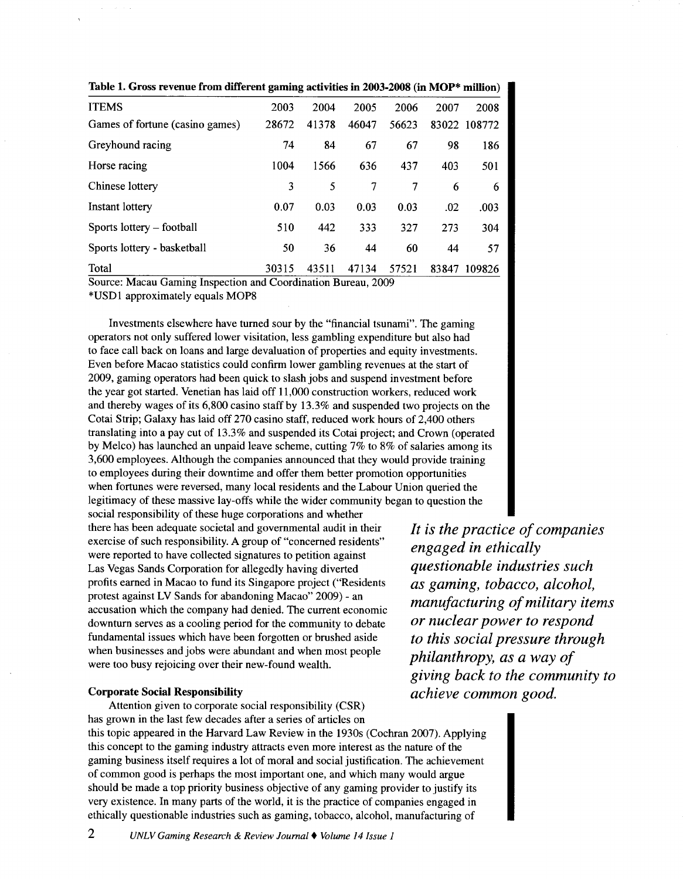**Table 1. Gross revenue from different gaming activities in 2003-2008 (in MOP* million)**

| ITEMS | 2003 | 2004 | 2005 | 2006 | 2007 | 2008 |
|---|---|---|---|---|---|---|
| Games of fortune (casino games) | 28672 | 41378 | 46047 | 56623 | 83022 | 108772 |
| Greyhound racing | 74 | 84 | 67 | 67 | 98 | 186 |
| Horse racing | 1004 | 1566 | 636 | 437 | 403 | 501 |
| Chinese lottery | 3 | 5 | 7 | 7 | 6 | 6 |
| Instant lottery | 0.07 | 0.03 | 0.03 | 0.03 | .02 | .003 |
| Sports lottery – football | 510 | 442 | 333 | 327 | 273 | 304 |
| Sports lottery - basketball | 50 | 36 | 44 | 60 | 44 | 57 |
| Total | 30315 | 43511 | 47134 | 57521 | 83847 | 109826 |

Source: Macau Gaming Inspection and Coordination Bureau, 2009
*USD1 approximately equals MOP8

Investments elsewhere have turned sour by the "financial tsunami". The gaming operators not only suffered lower visitation, less gambling expenditure but also had to face call back on loans and large devaluation of properties and equity investments. Even before Macao statistics could confirm lower gambling revenues at the start of 2009, gaming operators had been quick to slash jobs and suspend investment before the year got started. Venetian has laid off 11,000 construction workers, reduced work and thereby wages of its 6,800 casino staff by 13.3% and suspended two projects on the Cotai Strip; Galaxy has laid off 270 casino staff, reduced work hours of 2,400 others translating into a pay cut of 13.3% and suspended its Cotai project; and Crown (operated by Melco) has launched an unpaid leave scheme, cutting 7% to 8% of salaries among its 3,600 employees. Although the companies announced that they would provide training to employees during their downtime and offer them better promotion opportunities when fortunes were reversed, many local residents and the Labour Union queried the legitimacy of these massive lay-offs while the wider community began to question the social responsibility of these huge corporations and whether there has been adequate societal and governmental audit in their exercise of such responsibility. A group of "concerned residents" were reported to have collected signatures to petition against Las Vegas Sands Corporation for allegedly having diverted profits earned in Macao to fund its Singapore project ("Residents protest against LV Sands for abandoning Macao" 2009) - an accusation which the company had denied. The current economic downturn serves as a cooling period for the community to debate fundamental issues which have been forgotten or brushed aside when businesses and jobs were abundant and when most people were too busy rejoicing over their new-found wealth.

*It is the practice of companies engaged in ethically questionable industries such as gaming, tobacco, alcohol, manufacturing of military items or nuclear power to respond to this social pressure through philanthropy, as a way of giving back to the community to achieve common good.*

**Corporate Social Responsibility**

Attention given to corporate social responsibility (CSR) has grown in the last few decades after a series of articles on this topic appeared in the Harvard Law Review in the 1930s (Cochran 2007). Applying this concept to the gaming industry attracts even more interest as the nature of the gaming business itself requires a lot of moral and social justification. The achievement of common good is perhaps the most important one, and which many would argue should be made a top priority business objective of any gaming provider to justify its very existence. In many parts of the world, it is the practice of companies engaged in ethically questionable industries such as gaming, tobacco, alcohol, manufacturing of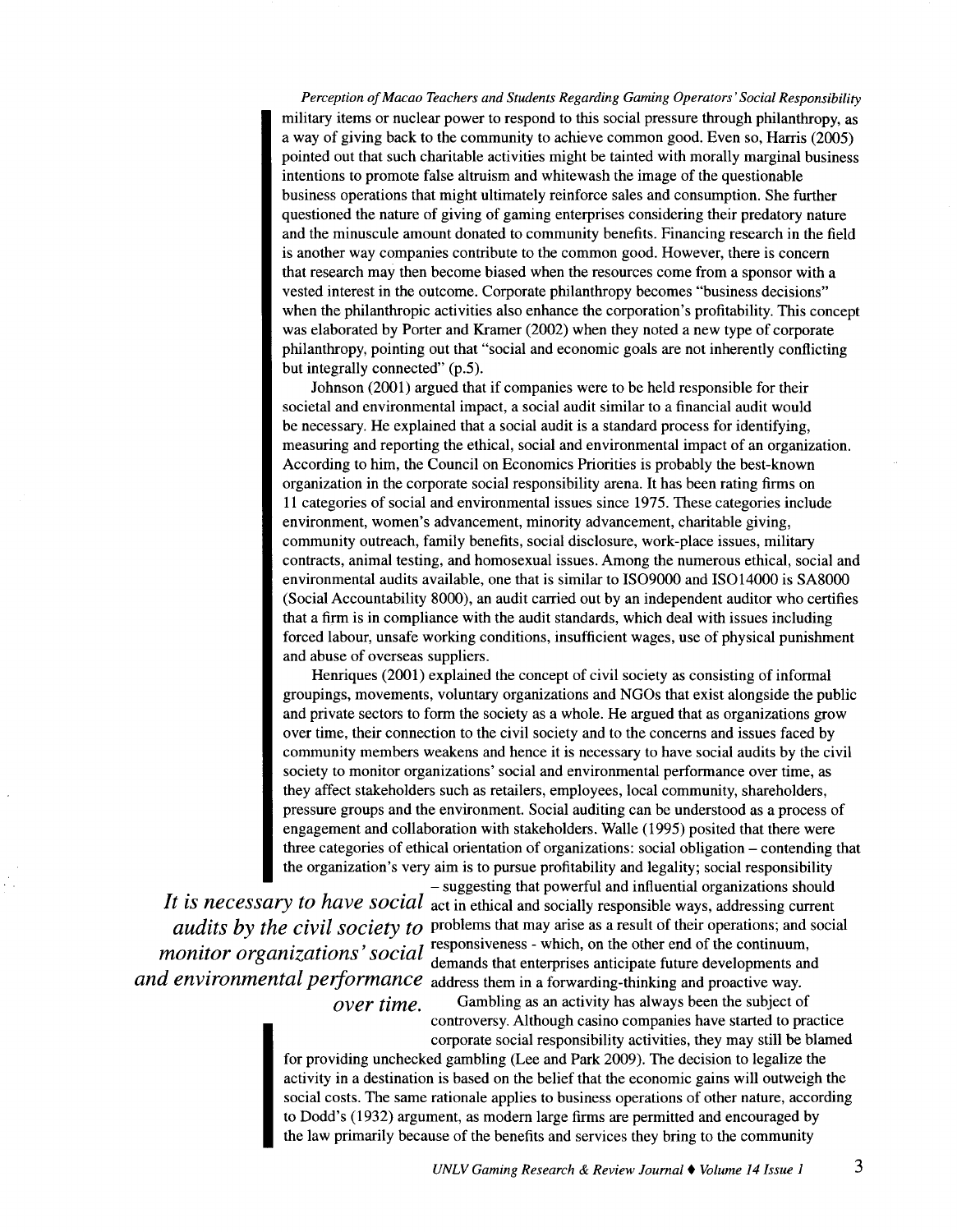military items or nuclear power to respond to this social pressure through philanthropy, as a way of giving back to the community to achieve common good. Even so, Harris (2005) pointed out that such charitable activities might be tainted with morally marginal business intentions to promote false altruism and whitewash the image of the questionable business operations that might ultimately reinforce sales and consumption. She further questioned the nature of giving of gaming enterprises considering their predatory nature and the minuscule amount donated to community benefits. Financing research in the field is another way companies contribute to the common good. However, there is concern that research may then become biased when the resources come from a sponsor with a vested interest in the outcome. Corporate philanthropy becomes "business decisions" when the philanthropic activities also enhance the corporation's profitability. This concept was elaborated by Porter and Kramer (2002) when they noted a new type of corporate philanthropy, pointing out that "social and economic goals are not inherently conflicting but integrally connected" (p.5).

Johnson (2001) argued that if companies were to be held responsible for their societal and environmental impact, a social audit similar to a financial audit would be necessary. He explained that a social audit is a standard process for identifying, measuring and reporting the ethical, social and environmental impact of an organization. According to him, the Council on Economics Priorities is probably the best-known organization in the corporate social responsibility arena. It has been rating firms on 11 categories of social and environmental issues since 1975. These categories include environment, women's advancement, minority advancement, charitable giving, community outreach, family benefits, social disclosure, work-place issues, military contracts, animal testing, and homosexual issues. Among the numerous ethical, social and environmental audits available, one that is similar to ISO9000 and ISO14000 is SA8000 (Social Accountability 8000), an audit carried out by an independent auditor who certifies that a firm is in compliance with the audit standards, which deal with issues including forced labour, unsafe working conditions, insufficient wages, use of physical punishment and abuse of overseas suppliers.

Henriques (2001) explained the concept of civil society as consisting of informal groupings, movements, voluntary organizations and NGOs that exist alongside the public and private sectors to form the society as a whole. He argued that as organizations grow over time, their connection to the civil society and to the concerns and issues faced by community members weakens and hence it is necessary to have social audits by the civil society to monitor organizations' social and environmental performance over time, as they affect stakeholders such as retailers, employees, local community, shareholders, pressure groups and the environment. Social auditing can be understood as a process of engagement and collaboration with stakeholders. Walle (1995) posited that there were three categories of ethical orientation of organizations: social obligation – contending that the organization's very aim is to pursue profitability and legality; social responsibility – suggesting that powerful and influential organizations should act in ethical and socially responsible ways, addressing current problems that may arise as a result of their operations; and social responsiveness - which, on the other end of the continuum, demands that enterprises anticipate future developments and address them in a forwarding-thinking and proactive way.

*It is necessary to have social audits by the civil society to monitor organizations' social and environmental performance over time.*

Gambling as an activity has always been the subject of controversy. Although casino companies have started to practice corporate social responsibility activities, they may still be blamed for providing unchecked gambling (Lee and Park 2009). The decision to legalize the activity in a destination is based on the belief that the economic gains will outweigh the social costs. The same rationale applies to business operations of other nature, according to Dodd's (1932) argument, as modern large firms are permitted and encouraged by the law primarily because of the benefits and services they bring to the community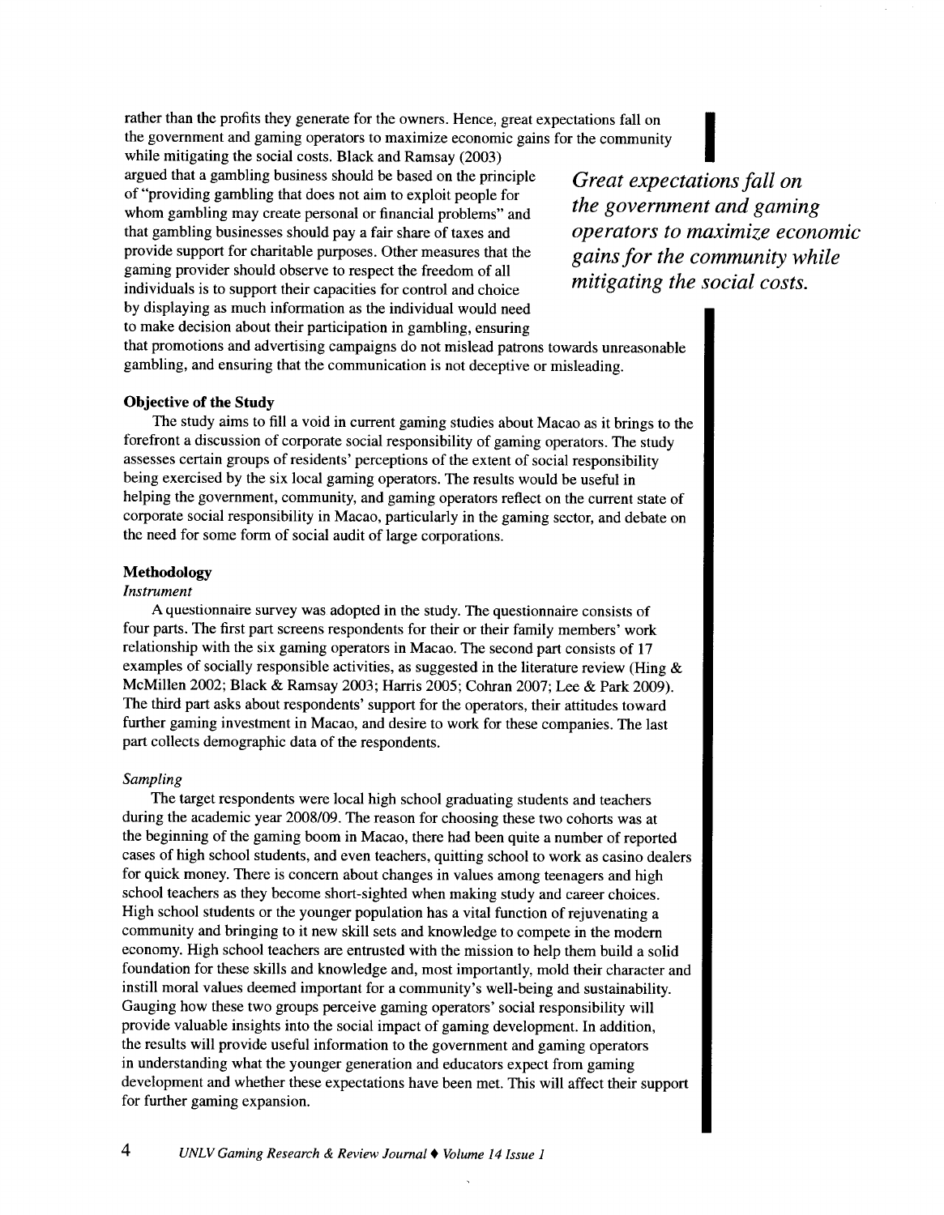rather than the profits they generate for the owners. Hence, great expectations fall on the government and gaming operators to maximize economic gains for the community while mitigating the social costs. Black and Ramsay (2003) argued that a gambling business should be based on the principle of "providing gambling that does not aim to exploit people for whom gambling may create personal or financial problems" and that gambling businesses should pay a fair share of taxes and provide support for charitable purposes. Other measures that the gaming provider should observe to respect the freedom of all individuals is to support their capacities for control and choice by displaying as much information as the individual would need to make decision about their participation in gambling, ensuring that promotions and advertising campaigns do not mislead patrons towards unreasonable gambling, and ensuring that the communication is not deceptive or misleading.

*Great expectations fall on the government and gaming operators to maximize economic gains for the community while mitigating the social costs.*

### Objective of the Study

The study aims to fill a void in current gaming studies about Macao as it brings to the forefront a discussion of corporate social responsibility of gaming operators. The study assesses certain groups of residents' perceptions of the extent of social responsibility being exercised by the six local gaming operators. The results would be useful in helping the government, community, and gaming operators reflect on the current state of corporate social responsibility in Macao, particularly in the gaming sector, and debate on the need for some form of social audit of large corporations.

### Methodology

#### *Instrument*

A questionnaire survey was adopted in the study. The questionnaire consists of four parts. The first part screens respondents for their or their family members' work relationship with the six gaming operators in Macao. The second part consists of 17 examples of socially responsible activities, as suggested in the literature review (Hing & McMillen 2002; Black & Ramsay 2003; Harris 2005; Cohran 2007; Lee & Park 2009). The third part asks about respondents' support for the operators, their attitudes toward further gaming investment in Macao, and desire to work for these companies. The last part collects demographic data of the respondents.

#### *Sampling*

The target respondents were local high school graduating students and teachers during the academic year 2008/09. The reason for choosing these two cohorts was at the beginning of the gaming boom in Macao, there had been quite a number of reported cases of high school students, and even teachers, quitting school to work as casino dealers for quick money. There is concern about changes in values among teenagers and high school teachers as they become short-sighted when making study and career choices. High school students or the younger population has a vital function of rejuvenating a community and bringing to it new skill sets and knowledge to compete in the modern economy. High school teachers are entrusted with the mission to help them build a solid foundation for these skills and knowledge and, most importantly, mold their character and instill moral values deemed important for a community's well-being and sustainability. Gauging how these two groups perceive gaming operators' social responsibility will provide valuable insights into the social impact of gaming development. In addition, the results will provide useful information to the government and gaming operators in understanding what the younger generation and educators expect from gaming development and whether these expectations have been met. This will affect their support for further gaming expansion.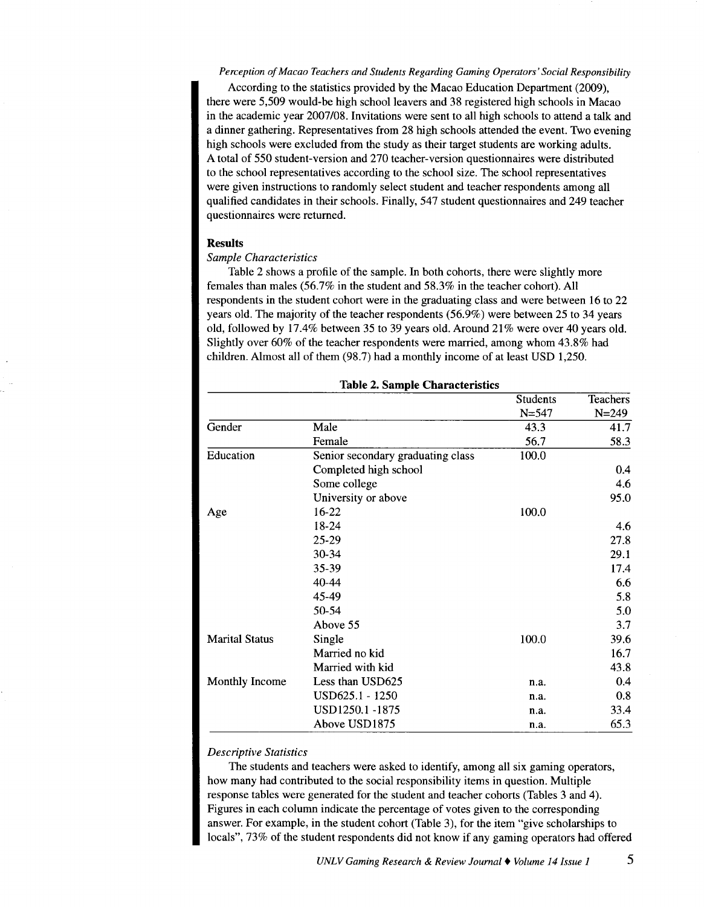According to the statistics provided by the Macao Education Department (2009), there were 5,509 would-be high school leavers and 38 registered high schools in Macao in the academic year 2007/08. Invitations were sent to all high schools to attend a talk and a dinner gathering. Representatives from 28 high schools attended the event. Two evening high schools were excluded from the study as their target students are working adults. A total of 550 student-version and 270 teacher-version questionnaires were distributed to the school representatives according to the school size. The school representatives were given instructions to randomly select student and teacher respondents among all qualified candidates in their schools. Finally, 547 student questionnaires and 249 teacher questionnaires were returned.

## Results

### *Sample Characteristics*

Table 2 shows a profile of the sample. In both cohorts, there were slightly more females than males (56.7% in the student and 58.3% in the teacher cohort). All respondents in the student cohort were in the graduating class and were between 16 to 22 years old. The majority of the teacher respondents (56.9%) were between 25 to 34 years old, followed by 17.4% between 35 to 39 years old. Around 21% were over 40 years old. Slightly over 60% of the teacher respondents were married, among whom 43.8% had children. Almost all of them (98.7) had a monthly income of at least USD 1,250.

**Table 2. Sample Characteristics**

| | | Students N=547 | Teachers N=249 |
|---|---|---|---|
| Gender | Male | 43.3 | 41.7 |
| | Female | 56.7 | 58.3 |
| Education | Senior secondary graduating class | 100.0 | |
| | Completed high school | | 0.4 |
| | Some college | | 4.6 |
| | University or above | | 95.0 |
| Age | 16-22 | 100.0 | |
| | 18-24 | | 4.6 |
| | 25-29 | | 27.8 |
| | 30-34 | | 29.1 |
| | 35-39 | | 17.4 |
| | 40-44 | | 6.6 |
| | 45-49 | | 5.8 |
| | 50-54 | | 5.0 |
| | Above 55 | | 3.7 |
| Marital Status | Single | 100.0 | 39.6 |
| | Married no kid | | 16.7 |
| | Married with kid | | 43.8 |
| Monthly Income | Less than USD625 | n.a. | 0.4 |
| | USD625.1 - 1250 | n.a. | 0.8 |
| | USD1250.1 -1875 | n.a. | 33.4 |
| | Above USD1875 | n.a. | 65.3 |

### *Descriptive Statistics*

The students and teachers were asked to identify, among all six gaming operators, how many had contributed to the social responsibility items in question. Multiple response tables were generated for the student and teacher cohorts (Tables 3 and 4). Figures in each column indicate the percentage of votes given to the corresponding answer. For example, in the student cohort (Table 3), for the item "give scholarships to locals", 73% of the student respondents did not know if any gaming operators had offered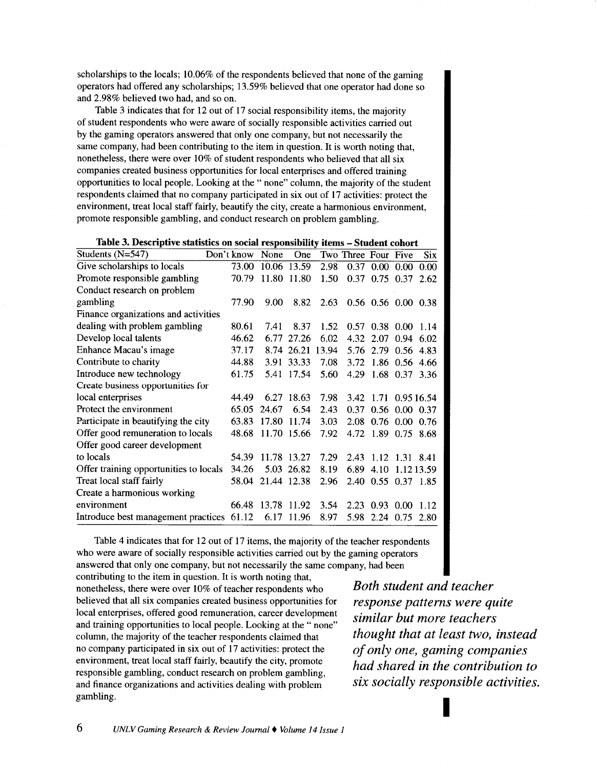scholarships to the locals; 10.06% of the respondents believed that none of the gaming operators had offered any scholarships; 13.59% believed that one operator had done so and 2.98% believed two had, and so on.

Table 3 indicates that for 12 out of 17 social responsibility items, the majority of student respondents who were aware of socially responsible activities carried out by the gaming operators answered that only one company, but not necessarily the same company, had been contributing to the item in question. It is worth noting that, nonetheless, there were over 10% of student respondents who believed that all six companies created business opportunities for local enterprises and offered training opportunities to local people. Looking at the " none" column, the majority of the student respondents claimed that no company participated in six out of 17 activities: protect the environment, treat local staff fairly, beautify the city, create a harmonious environment, promote responsible gambling, and conduct research on problem gambling.

**Table 3. Descriptive statistics on social responsibility items – Student cohort**

| Students (N=547) | Don't know | None | One | Two | Three | Four | Five | Six |
|---|---|---|---|---|---|---|---|---|
| Give scholarships to locals | 73.00 | 10.06 | 13.59 | 2.98 | 0.37 | 0.00 | 0.00 | 0.00 |
| Promote responsible gambling | 70.79 | 11.80 | 11.80 | 1.50 | 0.37 | 0.75 | 0.37 | 2.62 |
| Conduct research on problem gambling | 77.90 | 9.00 | 8.82 | 2.63 | 0.56 | 0.56 | 0.00 | 0.38 |
| Finance organizations and activities dealing with problem gambling | 80.61 | 7.41 | 8.37 | 1.52 | 0.57 | 0.38 | 0.00 | 1.14 |
| Develop local talents | 46.62 | 6.77 | 27.26 | 6.02 | 4.32 | 2.07 | 0.94 | 6.02 |
| Enhance Macau's image | 37.17 | 8.74 | 26.21 | 13.94 | 5.76 | 2.79 | 0.56 | 4.83 |
| Contribute to charity | 44.88 | 3.91 | 33.33 | 7.08 | 3.72 | 1.86 | 0.56 | 4.66 |
| Introduce new technology | 61.75 | 5.41 | 17.54 | 5.60 | 4.29 | 1.68 | 0.37 | 3.36 |
| Create business opportunities for local enterprises | 44.49 | 6.27 | 18.63 | 7.98 | 3.42 | 1.71 | 0.95 | 16.54 |
| Protect the environment | 65.05 | 24.67 | 6.54 | 2.43 | 0.37 | 0.56 | 0.00 | 0.37 |
| Participate in beautifying the city | 63.83 | 17.80 | 11.74 | 3.03 | 2.08 | 0.76 | 0.00 | 0.76 |
| Offer good remuneration to locals | 48.68 | 11.70 | 15.66 | 7.92 | 4.72 | 1.89 | 0.75 | 8.68 |
| Offer good career development to locals | 54.39 | 11.78 | 13.27 | 7.29 | 2.43 | 1.12 | 1.31 | 8.41 |
| Offer training opportunities to locals | 34.26 | 5.03 | 26.82 | 8.19 | 6.89 | 4.10 | 1.12 | 13.59 |
| Treat local staff fairly | 58.04 | 21.44 | 12.38 | 2.96 | 2.40 | 0.55 | 0.37 | 1.85 |
| Create a harmonious working environment | 66.48 | 13.78 | 11.92 | 3.54 | 2.23 | 0.93 | 0.00 | 1.12 |
| Introduce best management practices | 61.12 | 6.17 | 11.96 | 8.97 | 5.98 | 2.24 | 0.75 | 2.80 |

Table 4 indicates that for 12 out of 17 items, the majority of the teacher respondents who were aware of socially responsible activities carried out by the gaming operators answered that only one company, but not necessarily the same company, had been contributing to the item in question. It is worth noting that, nonetheless, there were over 10% of teacher respondents who believed that all six companies created business opportunities for local enterprises, offered good remuneration, career development and training opportunities to local people. Looking at the " none" column, the majority of the teacher respondents claimed that no company participated in six out of 17 activities: protect the environment, treat local staff fairly, beautify the city, promote responsible gambling, conduct research on problem gambling, and finance organizations and activities dealing with problem gambling.

***Both student and teacher response patterns were quite similar but more teachers thought that at least two, instead of only one, gaming companies had shared in the contribution to six socially responsible activities.***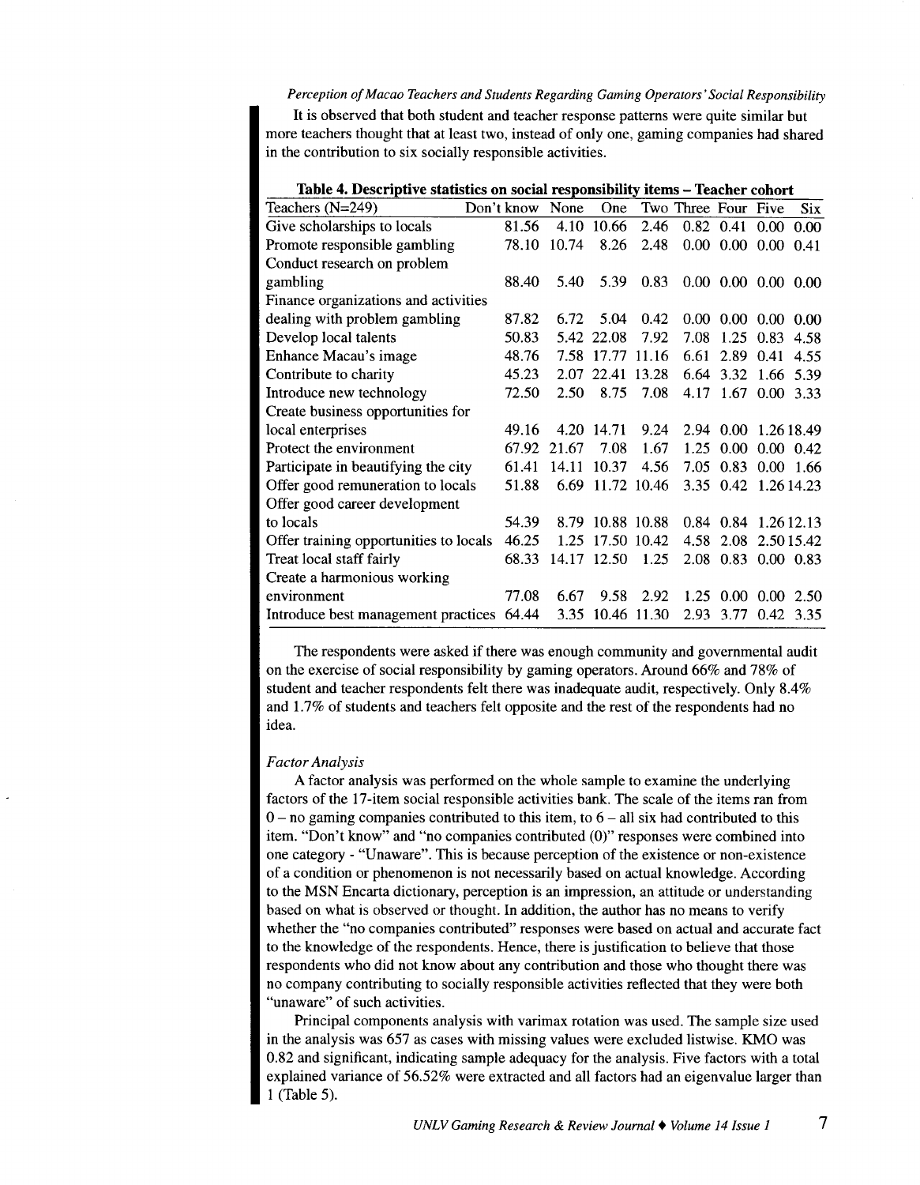It is observed that both student and teacher response patterns were quite similar but more teachers thought that at least two, instead of only one, gaming companies had shared in the contribution to six socially responsible activities.

**Table 4. Descriptive statistics on social responsibility items – Teacher cohort**

| Teachers (N=249) | Don't know | None | One | Two | Three | Four | Five | Six |
|---|---|---|---|---|---|---|---|---|
| Give scholarships to locals | 81.56 | 4.10 | 10.66 | 2.46 | 0.82 | 0.41 | 0.00 | 0.00 |
| Promote responsible gambling | 78.10 | 10.74 | 8.26 | 2.48 | 0.00 | 0.00 | 0.00 | 0.41 |
| Conduct research on problem gambling | 88.40 | 5.40 | 5.39 | 0.83 | 0.00 | 0.00 | 0.00 | 0.00 |
| Finance organizations and activities dealing with problem gambling | 87.82 | 6.72 | 5.04 | 0.42 | 0.00 | 0.00 | 0.00 | 0.00 |
| Develop local talents | 50.83 | 5.42 | 22.08 | 7.92 | 7.08 | 1.25 | 0.83 | 4.58 |
| Enhance Macau's image | 48.76 | 7.58 | 17.77 | 11.16 | 6.61 | 2.89 | 0.41 | 4.55 |
| Contribute to charity | 45.23 | 2.07 | 22.41 | 13.28 | 6.64 | 3.32 | 1.66 | 5.39 |
| Introduce new technology | 72.50 | 2.50 | 8.75 | 7.08 | 4.17 | 1.67 | 0.00 | 3.33 |
| Create business opportunities for local enterprises | 49.16 | 4.20 | 14.71 | 9.24 | 2.94 | 0.00 | 1.26 | 18.49 |
| Protect the environment | 67.92 | 21.67 | 7.08 | 1.67 | 1.25 | 0.00 | 0.00 | 0.42 |
| Participate in beautifying the city | 61.41 | 14.11 | 10.37 | 4.56 | 7.05 | 0.83 | 0.00 | 1.66 |
| Offer good remuneration to locals | 51.88 | 6.69 | 11.72 | 10.46 | 3.35 | 0.42 | 1.26 | 14.23 |
| Offer good career development to locals | 54.39 | 8.79 | 10.88 | 10.88 | 0.84 | 0.84 | 1.26 | 12.13 |
| Offer training opportunities to locals | 46.25 | 1.25 | 17.50 | 10.42 | 4.58 | 2.08 | 2.50 | 15.42 |
| Treat local staff fairly | 68.33 | 14.17 | 12.50 | 1.25 | 2.08 | 0.83 | 0.00 | 0.83 |
| Create a harmonious working environment | 77.08 | 6.67 | 9.58 | 2.92 | 1.25 | 0.00 | 0.00 | 2.50 |
| Introduce best management practices | 64.44 | 3.35 | 10.46 | 11.30 | 2.93 | 3.77 | 0.42 | 3.35 |

The respondents were asked if there was enough community and governmental audit on the exercise of social responsibility by gaming operators. Around 66% and 78% of student and teacher respondents felt there was inadequate audit, respectively. Only 8.4% and 1.7% of students and teachers felt opposite and the rest of the respondents had no idea.

*Factor Analysis*

A factor analysis was performed on the whole sample to examine the underlying factors of the 17-item social responsible activities bank. The scale of the items ran from 0 – no gaming companies contributed to this item, to 6 – all six had contributed to this item. "Don't know" and "no companies contributed (0)" responses were combined into one category - "Unaware". This is because perception of the existence or non-existence of a condition or phenomenon is not necessarily based on actual knowledge. According to the MSN Encarta dictionary, perception is an impression, an attitude or understanding based on what is observed or thought. In addition, the author has no means to verify whether the "no companies contributed" responses were based on actual and accurate fact to the knowledge of the respondents. Hence, there is justification to believe that those respondents who did not know about any contribution and those who thought there was no company contributing to socially responsible activities reflected that they were both "unaware" of such activities.

Principal components analysis with varimax rotation was used. The sample size used in the analysis was 657 as cases with missing values were excluded listwise. KMO was 0.82 and significant, indicating sample adequacy for the analysis. Five factors with a total explained variance of 56.52% were extracted and all factors had an eigenvalue larger than 1 (Table 5).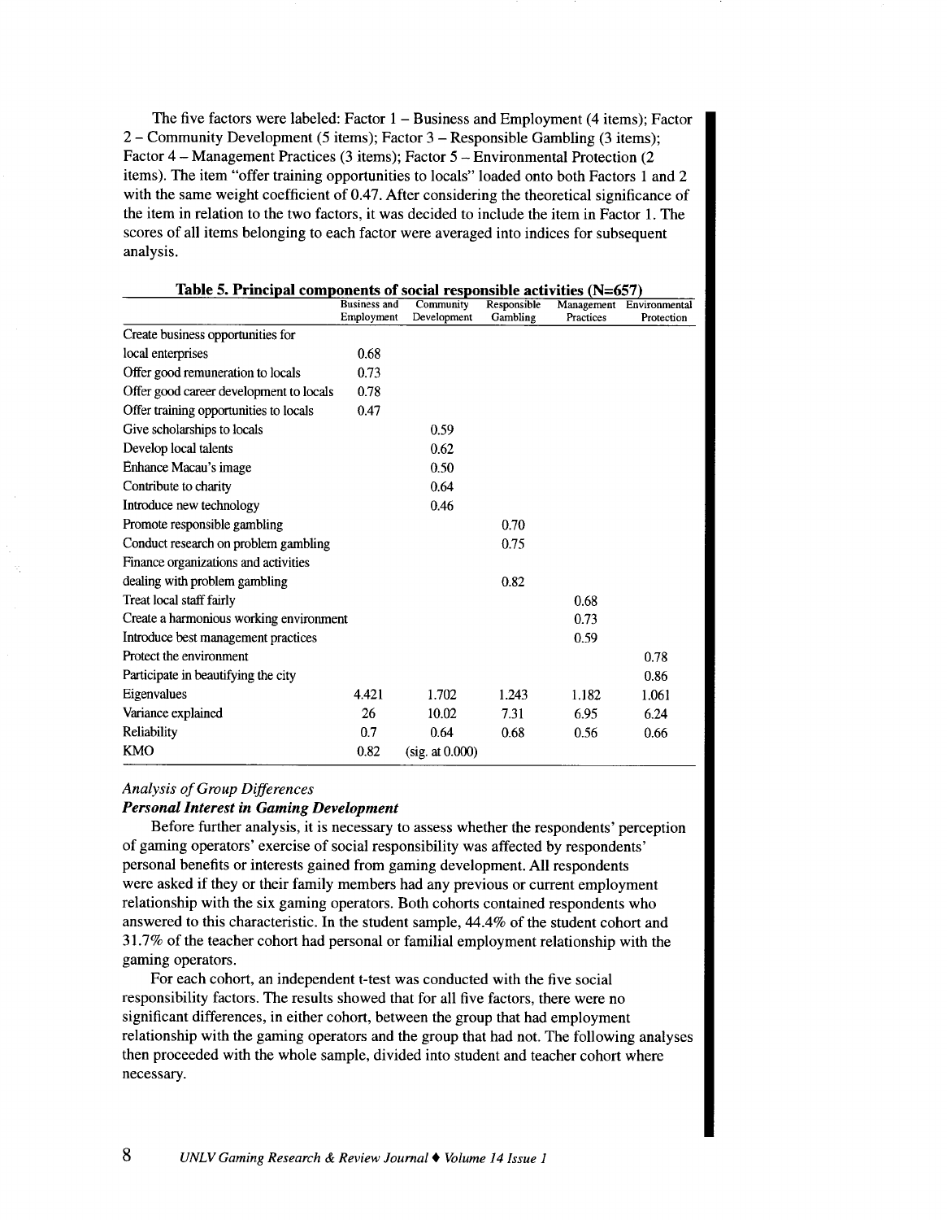The five factors were labeled: Factor 1 – Business and Employment (4 items); Factor 2 – Community Development (5 items); Factor 3 – Responsible Gambling (3 items); Factor 4 – Management Practices (3 items); Factor 5 – Environmental Protection (2 items). The item "offer training opportunities to locals" loaded onto both Factors 1 and 2 with the same weight coefficient of 0.47. After considering the theoretical significance of the item in relation to the two factors, it was decided to include the item in Factor 1. The scores of all items belonging to each factor were averaged into indices for subsequent analysis.

**Table 5. Principal components of social responsible activities (N=657)**

| | Business and Employment | Community Development | Responsible Gambling | Management Practices | Environmental Protection |
|---|---|---|---|---|---|
| Create business opportunities for local enterprises | 0.68 | | | | |
| Offer good remuneration to locals | 0.73 | | | | |
| Offer good career development to locals | 0.78 | | | | |
| Offer training opportunities to locals | 0.47 | | | | |
| Give scholarships to locals | | 0.59 | | | |
| Develop local talents | | 0.62 | | | |
| Enhance Macau's image | | 0.50 | | | |
| Contribute to charity | | 0.64 | | | |
| Introduce new technology | | 0.46 | | | |
| Promote responsible gambling | | | 0.70 | | |
| Conduct research on problem gambling | | | 0.75 | | |
| Finance organizations and activities dealing with problem gambling | | | 0.82 | | |
| Treat local staff fairly | | | | 0.68 | |
| Create a harmonious working environment | | | | 0.73 | |
| Introduce best management practices | | | | 0.59 | |
| Protect the environment | | | | | 0.78 |
| Participate in beautifying the city | | | | | 0.86 |
| Eigenvalues | 4.421 | 1.702 | 1.243 | 1.182 | 1.061 |
| Variance explained | 26 | 10.02 | 7.31 | 6.95 | 6.24 |
| Reliability | 0.7 | 0.64 | 0.68 | 0.56 | 0.66 |
| KMO | 0.82 | (sig. at 0.000) | | | |

### *Analysis of Group Differences*

#### ***Personal Interest in Gaming Development***

Before further analysis, it is necessary to assess whether the respondents' perception of gaming operators' exercise of social responsibility was affected by respondents' personal benefits or interests gained from gaming development. All respondents were asked if they or their family members had any previous or current employment relationship with the six gaming operators. Both cohorts contained respondents who answered to this characteristic. In the student sample, 44.4% of the student cohort and 31.7% of the teacher cohort had personal or familial employment relationship with the gaming operators.

For each cohort, an independent t-test was conducted with the five social responsibility factors. The results showed that for all five factors, there were no significant differences, in either cohort, between the group that had employment relationship with the gaming operators and the group that had not. The following analyses then proceeded with the whole sample, divided into student and teacher cohort where necessary.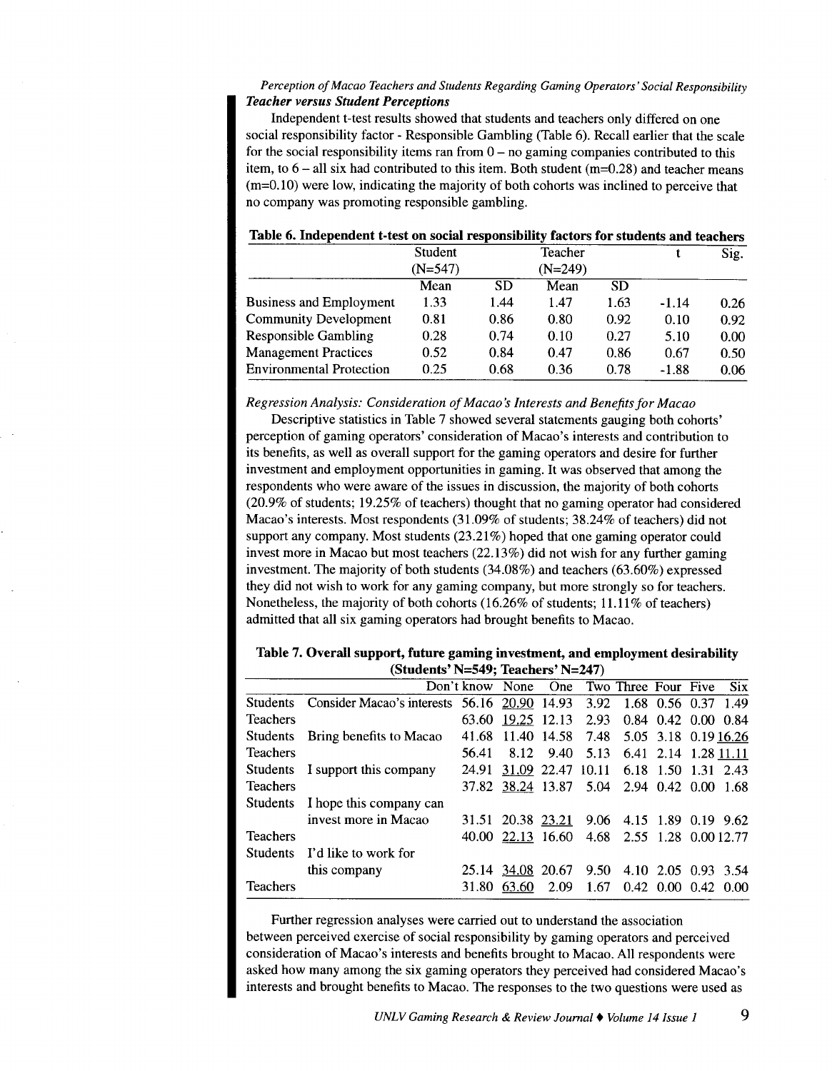### *Teacher versus Student Perceptions*

Independent t-test results showed that students and teachers only differed on one social responsibility factor - Responsible Gambling (Table 6). Recall earlier that the scale for the social responsibility items ran from 0 – no gaming companies contributed to this item, to 6 – all six had contributed to this item. Both student (m=0.28) and teacher means (m=0.10) were low, indicating the majority of both cohorts was inclined to perceive that no company was promoting responsible gambling.

**Table 6. Independent t-test on social responsibility factors for students and teachers**

| | Student (N=547) | | Teacher (N=249) | | t | Sig. |
|---|---|---|---|---|---|---|
| | Mean | SD | Mean | SD | | |
| Business and Employment | 1.33 | 1.44 | 1.47 | 1.63 | -1.14 | 0.26 |
| Community Development | 0.81 | 0.86 | 0.80 | 0.92 | 0.10 | 0.92 |
| Responsible Gambling | 0.28 | 0.74 | 0.10 | 0.27 | 5.10 | 0.00 |
| Management Practices | 0.52 | 0.84 | 0.47 | 0.86 | 0.67 | 0.50 |
| Environmental Protection | 0.25 | 0.68 | 0.36 | 0.78 | -1.88 | 0.06 |

*Regression Analysis: Consideration of Macao's Interests and Benefits for Macao*

Descriptive statistics in Table 7 showed several statements gauging both cohorts' perception of gaming operators' consideration of Macao's interests and contribution to its benefits, as well as overall support for the gaming operators and desire for further investment and employment opportunities in gaming. It was observed that among the respondents who were aware of the issues in discussion, the majority of both cohorts (20.9% of students; 19.25% of teachers) thought that no gaming operator had considered Macao's interests. Most respondents (31.09% of students; 38.24% of teachers) did not support any company. Most students (23.21%) hoped that one gaming operator could invest more in Macao but most teachers (22.13%) did not wish for any further gaming investment. The majority of both students (34.08%) and teachers (63.60%) expressed they did not wish to work for any gaming company, but more strongly so for teachers. Nonetheless, the majority of both cohorts (16.26% of students; 11.11% of teachers) admitted that all six gaming operators had brought benefits to Macao.

**Table 7. Overall support, future gaming investment, and employment desirability (Students' N=549; Teachers' N=247)**

| | | Don't know | None | One | Two | Three | Four | Five | Six |
|---|---|---|---|---|---|---|---|---|---|
| Students | Consider Macao's interests | 56.16 | <u>20.90</u> | 14.93 | 3.92 | 1.68 | 0.56 | 0.37 | 1.49 |
| Teachers | | 63.60 | <u>19.25</u> | 12.13 | 2.93 | 0.84 | 0.42 | 0.00 | 0.84 |
| Students | Bring benefits to Macao | 41.68 | 11.40 | 14.58 | 7.48 | 5.05 | 3.18 | 0.19 | <u>16.26</u> |
| Teachers | | 56.41 | 8.12 | 9.40 | 5.13 | 6.41 | 2.14 | 1.28 | <u>11.11</u> |
| Students | I support this company | 24.91 | <u>31.09</u> | 22.47 | 10.11 | 6.18 | 1.50 | 1.31 | 2.43 |
| Teachers | | 37.82 | <u>38.24</u> | 13.87 | 5.04 | 2.94 | 0.42 | 0.00 | 1.68 |
| Students | I hope this company can invest more in Macao | 31.51 | 20.38 | <u>23.21</u> | 9.06 | 4.15 | 1.89 | 0.19 | 9.62 |
| Teachers | | 40.00 | <u>22.13</u> | 16.60 | 4.68 | 2.55 | 1.28 | 0.00 | 12.77 |
| Students | I'd like to work for this company | 25.14 | <u>34.08</u> | 20.67 | 9.50 | 4.10 | 2.05 | 0.93 | 3.54 |
| Teachers | | 31.80 | <u>63.60</u> | 2.09 | 1.67 | 0.42 | 0.00 | 0.42 | 0.00 |

Further regression analyses were carried out to understand the association between perceived exercise of social responsibility by gaming operators and perceived consideration of Macao's interests and benefits brought to Macao. All respondents were asked how many among the six gaming operators they perceived had considered Macao's interests and brought benefits to Macao. The responses to the two questions were used as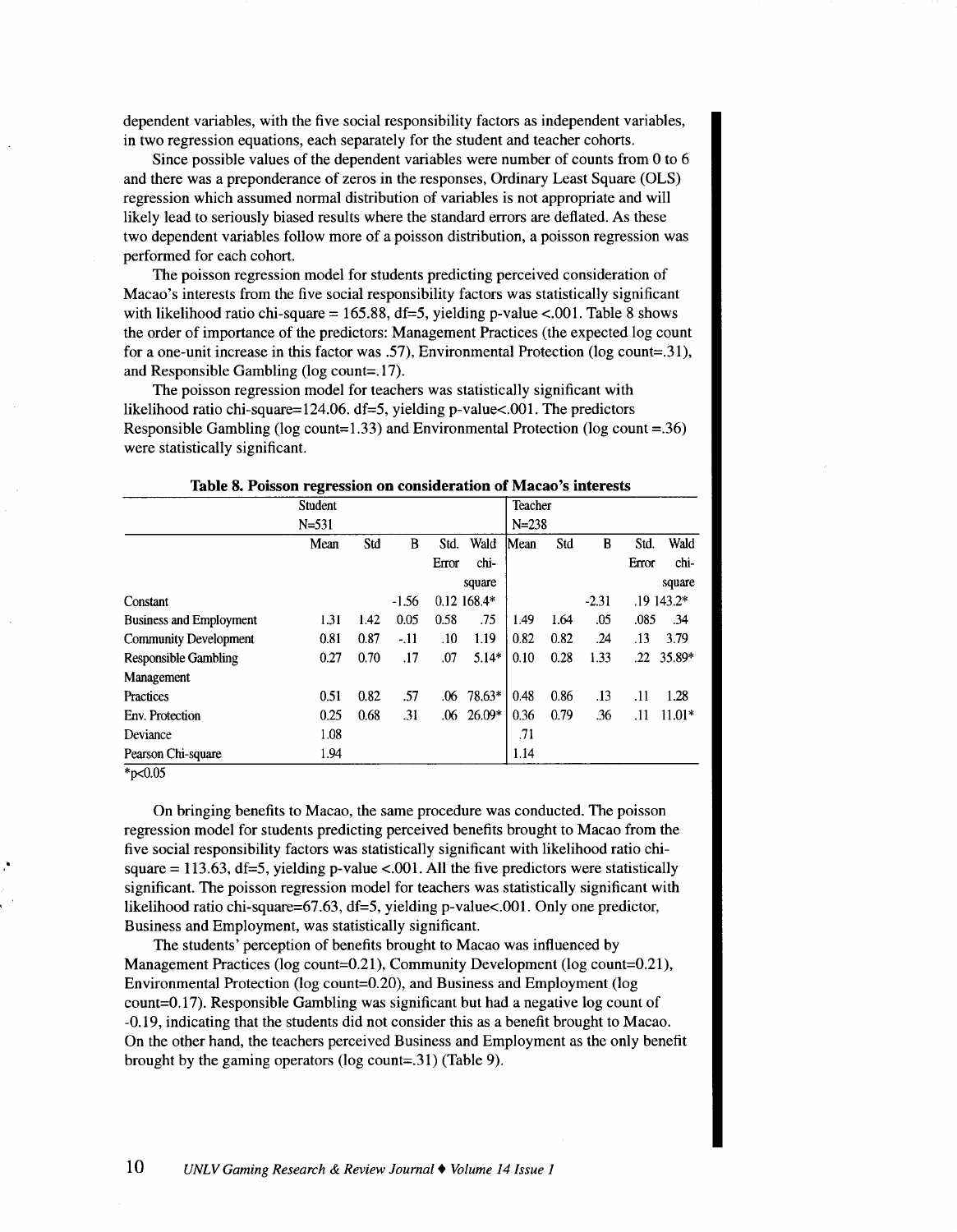dependent variables, with the five social responsibility factors as independent variables, in two regression equations, each separately for the student and teacher cohorts.

Since possible values of the dependent variables were number of counts from 0 to 6 and there was a preponderance of zeros in the responses, Ordinary Least Square (OLS) regression which assumed normal distribution of variables is not appropriate and will likely lead to seriously biased results where the standard errors are deflated. As these two dependent variables follow more of a poisson distribution, a poisson regression was performed for each cohort.

The poisson regression model for students predicting perceived consideration of Macao's interests from the five social responsibility factors was statistically significant with likelihood ratio chi-square = 165.88, df=5, yielding p-value <.001. Table 8 shows the order of importance of the predictors: Management Practices (the expected log count for a one-unit increase in this factor was .57), Environmental Protection (log count=.31), and Responsible Gambling (log count=.17).

The poisson regression model for teachers was statistically significant with likelihood ratio chi-square=124.06. df=5, yielding p-value<.001. The predictors Responsible Gambling (log count=1.33) and Environmental Protection (log count =.36) were statistically significant.

**Table 8. Poisson regression on consideration of Macao's interests**

| | Student N=531 | | | | | Teacher N=238 | | | | |
|---|---|---|---|---|---|---|---|---|---|---|
| | Mean | Std | B | Std. Error | Wald chi-square | Mean | Std | B | Std. Error | Wald chi-square |
| Constant | | | -1.56 | 0.12 | 168.4* | | | -2.31 | .19 | 143.2* |
| Business and Employment | 1.31 | 1.42 | 0.05 | 0.58 | .75 | 1.49 | 1.64 | .05 | .085 | .34 |
| Community Development | 0.81 | 0.87 | -.11 | .10 | 1.19 | 0.82 | 0.82 | .24 | .13 | 3.79 |
| Responsible Gambling | 0.27 | 0.70 | .17 | .07 | 5.14* | 0.10 | 0.28 | 1.33 | .22 | 35.89* |
| Management Practices | 0.51 | 0.82 | .57 | .06 | 78.63* | 0.48 | 0.86 | .13 | .11 | 1.28 |
| Env. Protection | 0.25 | 0.68 | .31 | .06 | 26.09* | 0.36 | 0.79 | .36 | .11 | 11.01* |
| Deviance | 1.08 | | | | | .71 | | | | |
| Pearson Chi-square | 1.94 | | | | | 1.14 | | | | |

*p<0.05

On bringing benefits to Macao, the same procedure was conducted. The poisson regression model for students predicting perceived benefits brought to Macao from the five social responsibility factors was statistically significant with likelihood ratio chi-square = 113.63, df=5, yielding p-value <.001. All the five predictors were statistically significant. The poisson regression model for teachers was statistically significant with likelihood ratio chi-square=67.63, df=5, yielding p-value<.001. Only one predictor, Business and Employment, was statistically significant.

The students' perception of benefits brought to Macao was influenced by Management Practices (log count=0.21), Community Development (log count=0.21), Environmental Protection (log count=0.20), and Business and Employment (log count=0.17). Responsible Gambling was significant but had a negative log count of -0.19, indicating that the students did not consider this as a benefit brought to Macao. On the other hand, the teachers perceived Business and Employment as the only benefit brought by the gaming operators (log count=.31) (Table 9).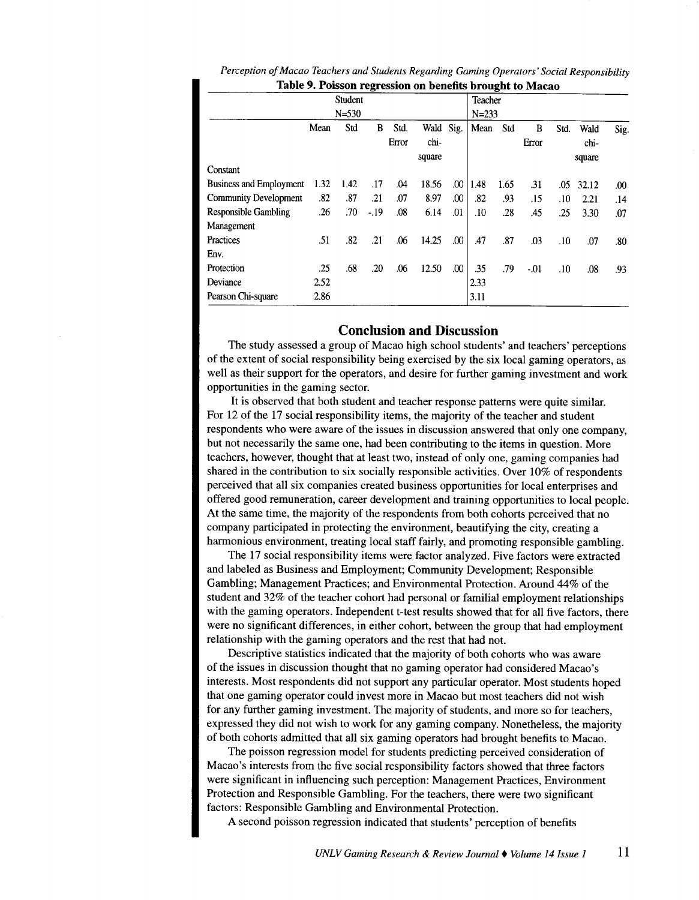**Table 9. Poisson regression on benefits brought to Macao**

| | Student N=530 | | | | | | Teacher N=233 | | | | | |
|---|---|---|---|---|---|---|---|---|---|---|---|---|
| | Mean | Std | B | Std. Error | Wald chi-square | Sig. | Mean | Std | B | Std. Error | Wald chi-square | Sig. |
| Constant | | | | | | | | | | | | |
| Business and Employment | 1.32 | 1.42 | .17 | .04 | 18.56 | .00 | 1.48 | 1.65 | .31 | .05 | 32.12 | .00 |
| Community Development | .82 | .87 | .21 | .07 | 8.97 | .00 | .82 | .93 | .15 | .10 | 2.21 | .14 |
| Responsible Gambling | .26 | .70 | -.19 | .08 | 6.14 | .01 | .10 | .28 | .45 | .25 | 3.30 | .07 |
| Management Practices | .51 | .82 | .21 | .06 | 14.25 | .00 | .47 | .87 | .03 | .10 | .07 | .80 |
| Env. Protection | .25 | .68 | .20 | .06 | 12.50 | .00 | .35 | .79 | -.01 | .10 | .08 | .93 |
| Deviance | 2.52 | | | | | | 2.33 | | | | | |
| Pearson Chi-square | 2.86 | | | | | | 3.11 | | | | | |

## Conclusion and Discussion

The study assessed a group of Macao high school students' and teachers' perceptions of the extent of social responsibility being exercised by the six local gaming operators, as well as their support for the operators, and desire for further gaming investment and work opportunities in the gaming sector.

It is observed that both student and teacher response patterns were quite similar. For 12 of the 17 social responsibility items, the majority of the teacher and student respondents who were aware of the issues in discussion answered that only one company, but not necessarily the same one, had been contributing to the items in question. More teachers, however, thought that at least two, instead of only one, gaming companies had shared in the contribution to six socially responsible activities. Over 10% of respondents perceived that all six companies created business opportunities for local enterprises and offered good remuneration, career development and training opportunities to local people. At the same time, the majority of the respondents from both cohorts perceived that no company participated in protecting the environment, beautifying the city, creating a harmonious environment, treating local staff fairly, and promoting responsible gambling.

The 17 social responsibility items were factor analyzed. Five factors were extracted and labeled as Business and Employment; Community Development; Responsible Gambling; Management Practices; and Environmental Protection. Around 44% of the student and 32% of the teacher cohort had personal or familial employment relationships with the gaming operators. Independent t-test results showed that for all five factors, there were no significant differences, in either cohort, between the group that had employment relationship with the gaming operators and the rest that had not.

Descriptive statistics indicated that the majority of both cohorts who was aware of the issues in discussion thought that no gaming operator had considered Macao's interests. Most respondents did not support any particular operator. Most students hoped that one gaming operator could invest more in Macao but most teachers did not wish for any further gaming investment. The majority of students, and more so for teachers, expressed they did not wish to work for any gaming company. Nonetheless, the majority of both cohorts admitted that all six gaming operators had brought benefits to Macao.

The poisson regression model for students predicting perceived consideration of Macao's interests from the five social responsibility factors showed that three factors were significant in influencing such perception: Management Practices, Environment Protection and Responsible Gambling. For the teachers, there were two significant factors: Responsible Gambling and Environmental Protection.

A second poisson regression indicated that students' perception of benefits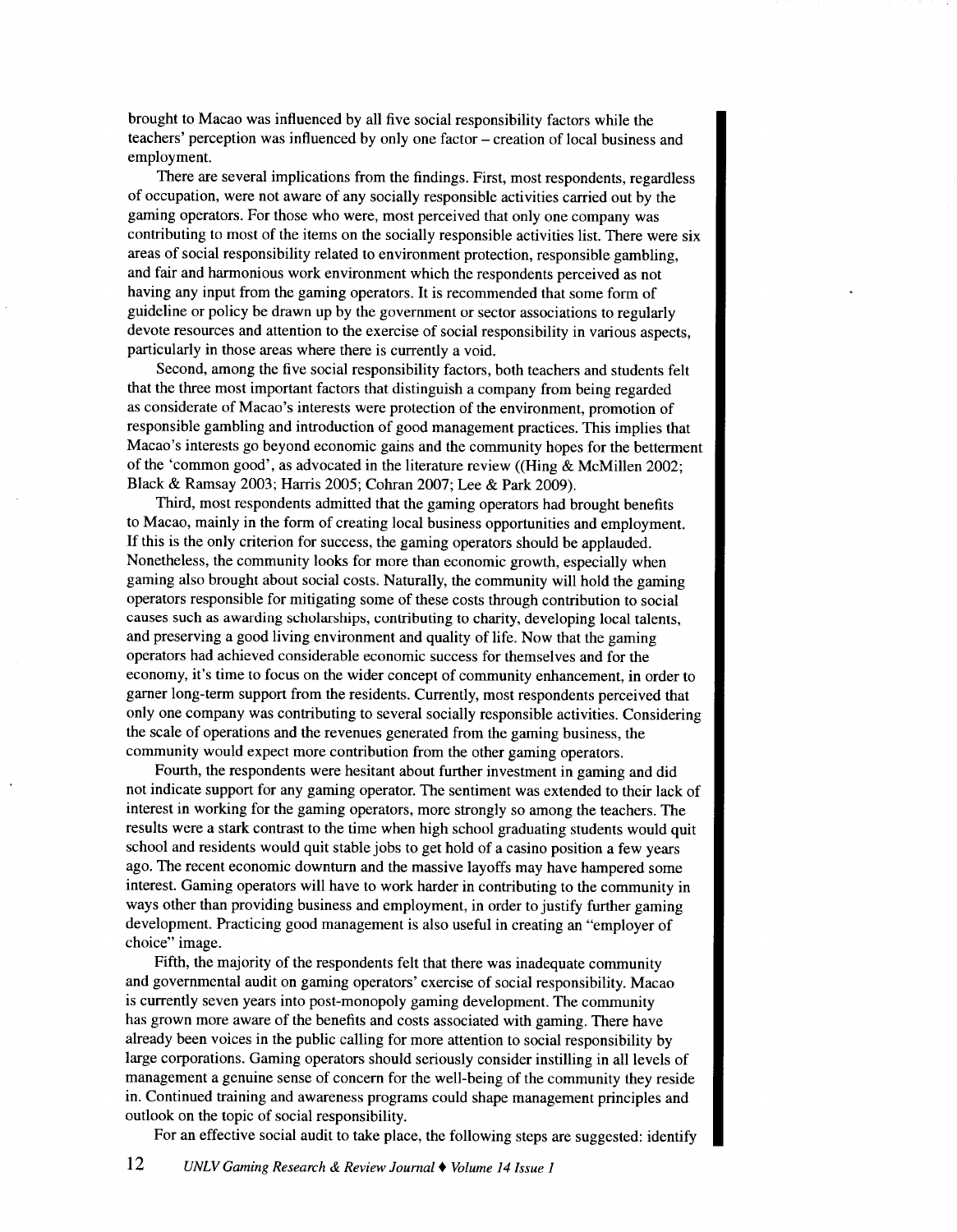brought to Macao was influenced by all five social responsibility factors while the teachers' perception was influenced by only one factor – creation of local business and employment.

There are several implications from the findings. First, most respondents, regardless of occupation, were not aware of any socially responsible activities carried out by the gaming operators. For those who were, most perceived that only one company was contributing to most of the items on the socially responsible activities list. There were six areas of social responsibility related to environment protection, responsible gambling, and fair and harmonious work environment which the respondents perceived as not having any input from the gaming operators. It is recommended that some form of guideline or policy be drawn up by the government or sector associations to regularly devote resources and attention to the exercise of social responsibility in various aspects, particularly in those areas where there is currently a void.

Second, among the five social responsibility factors, both teachers and students felt that the three most important factors that distinguish a company from being regarded as considerate of Macao's interests were protection of the environment, promotion of responsible gambling and introduction of good management practices. This implies that Macao's interests go beyond economic gains and the community hopes for the betterment of the 'common good', as advocated in the literature review ((Hing & McMillen 2002; Black & Ramsay 2003; Harris 2005; Cohran 2007; Lee & Park 2009).

Third, most respondents admitted that the gaming operators had brought benefits to Macao, mainly in the form of creating local business opportunities and employment. If this is the only criterion for success, the gaming operators should be applauded. Nonetheless, the community looks for more than economic growth, especially when gaming also brought about social costs. Naturally, the community will hold the gaming operators responsible for mitigating some of these costs through contribution to social causes such as awarding scholarships, contributing to charity, developing local talents, and preserving a good living environment and quality of life. Now that the gaming operators had achieved considerable economic success for themselves and for the economy, it's time to focus on the wider concept of community enhancement, in order to garner long-term support from the residents. Currently, most respondents perceived that only one company was contributing to several socially responsible activities. Considering the scale of operations and the revenues generated from the gaming business, the community would expect more contribution from the other gaming operators.

Fourth, the respondents were hesitant about further investment in gaming and did not indicate support for any gaming operator. The sentiment was extended to their lack of interest in working for the gaming operators, more strongly so among the teachers. The results were a stark contrast to the time when high school graduating students would quit school and residents would quit stable jobs to get hold of a casino position a few years ago. The recent economic downturn and the massive layoffs may have hampered some interest. Gaming operators will have to work harder in contributing to the community in ways other than providing business and employment, in order to justify further gaming development. Practicing good management is also useful in creating an "employer of choice" image.

Fifth, the majority of the respondents felt that there was inadequate community and governmental audit on gaming operators' exercise of social responsibility. Macao is currently seven years into post-monopoly gaming development. The community has grown more aware of the benefits and costs associated with gaming. There have already been voices in the public calling for more attention to social responsibility by large corporations. Gaming operators should seriously consider instilling in all levels of management a genuine sense of concern for the well-being of the community they reside in. Continued training and awareness programs could shape management principles and outlook on the topic of social responsibility.

For an effective social audit to take place, the following steps are suggested: identify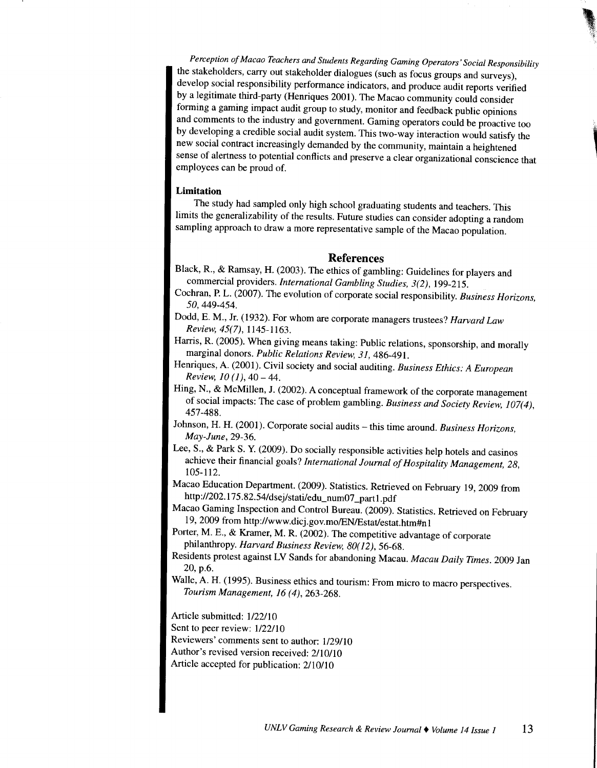the stakeholders, carry out stakeholder dialogues (such as focus groups and surveys), develop social responsibility performance indicators, and produce audit reports verified by a legitimate third-party (Henriques 2001). The Macao community could consider forming a gaming impact audit group to study, monitor and feedback public opinions and comments to the industry and government. Gaming operators could be proactive too by developing a credible social audit system. This two-way interaction would satisfy the new social contract increasingly demanded by the community, maintain a heightened sense of alertness to potential conflicts and preserve a clear organizational conscience that employees can be proud of.

**Limitation**

The study had sampled only high school graduating students and teachers. This limits the generalizability of the results. Future studies can consider adopting a random sampling approach to draw a more representative sample of the Macao population.

## References

Black, R., & Ramsay, H. (2003). The ethics of gambling: Guidelines for players and commercial providers. *International Gambling Studies, 3(2)*, 199-215.

Cochran, P. L. (2007). The evolution of corporate social responsibility. *Business Horizons, 50*, 449-454.

Dodd, E. M., Jr. (1932). For whom are corporate managers trustees? *Harvard Law Review, 45(7)*, 1145-1163.

Harris, R. (2005). When giving means taking: Public relations, sponsorship, and morally marginal donors. *Public Relations Review, 31*, 486-491.

Henriques, A. (2001). Civil society and social auditing. *Business Ethics: A European Review, 10 (1)*, 40 – 44.

Hing, N., & McMillen, J. (2002). A conceptual framework of the corporate management of social impacts: The case of problem gambling. *Business and Society Review, 107(4)*, 457-488.

Johnson, H. H. (2001). Corporate social audits – this time around. *Business Horizons, May-June*, 29-36.

Lee, S., & Park S. Y. (2009). Do socially responsible activities help hotels and casinos achieve their financial goals? *International Journal of Hospitality Management, 28*, 105-112.

Macao Education Department. (2009). Statistics. Retrieved on February 19, 2009 from http://202.175.82.54/dsej/stati/edu_num07_part1.pdf

Macao Gaming Inspection and Control Bureau. (2009). Statistics. Retrieved on February 19, 2009 from http://www.dicj.gov.mo/EN/Estat/estat.htm#n1

Porter, M. E., & Kramer, M. R. (2002). The competitive advantage of corporate philanthropy. *Harvard Business Review, 80(12)*, 56-68.

Residents protest against LV Sands for abandoning Macau. *Macau Daily Times*. 2009 Jan 20, p.6.

Walle, A. H. (1995). Business ethics and tourism: From micro to macro perspectives. *Tourism Management, 16 (4)*, 263-268.

Article submitted: 1/22/10
Sent to peer review: 1/22/10
Reviewers' comments sent to author: 1/29/10
Author's revised version received: 2/10/10
Article accepted for publication: 2/10/10